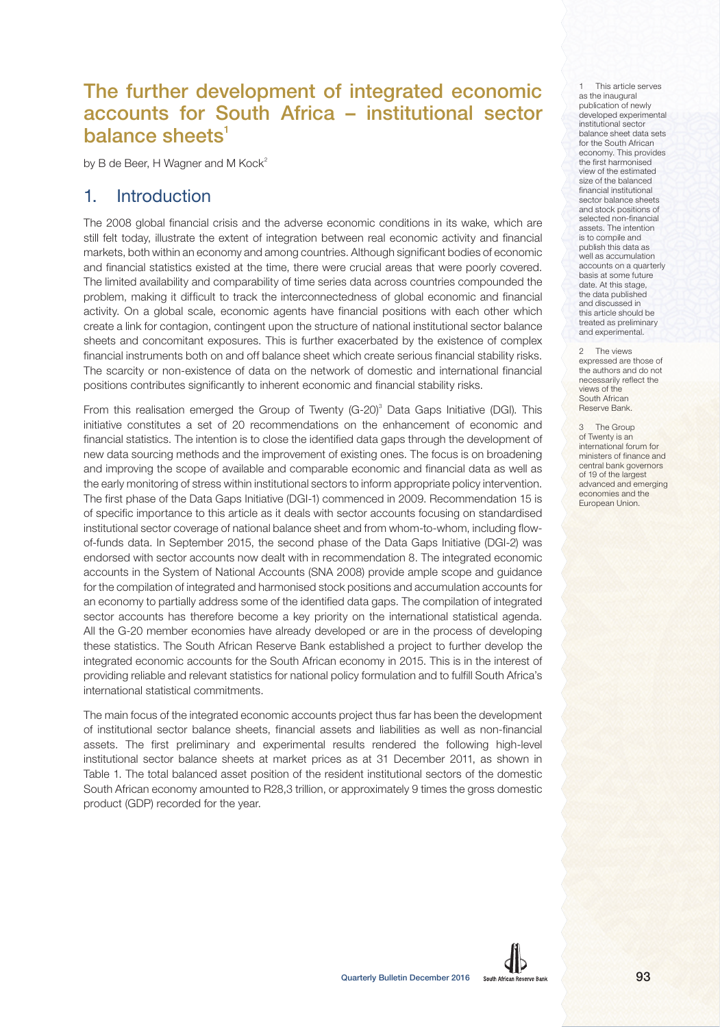# The further development of integrated economic accounts for South Africa – institutional sector balance sheets[1]

by B de Beer, H Wagner and M Kock[2]

## 1. Introduction

The 2008 global financial crisis and the adverse economic conditions in its wake, which are still felt today, illustrate the extent of integration between real economic activity and financial markets, both within an economy and among countries. Although significant bodies of economic and financial statistics existed at the time, there were crucial areas that were poorly covered. The limited availability and comparability of time series data across countries compounded the problem, making it difficult to track the interconnectedness of global economic and financial activity. On a global scale, economic agents have financial positions with each other which create a link for contagion, contingent upon the structure of national institutional sector balance sheets and concomitant exposures. This is further exacerbated by the existence of complex financial instruments both on and off balance sheet which create serious financial stability risks. The scarcity or non-existence of data on the network of domestic and international financial positions contributes significantly to inherent economic and financial stability risks.

From this realisation emerged the Group of Twenty (G-20)[3] Data Gaps Initiative (DGI). This initiative constitutes a set of 20 recommendations on the enhancement of economic and financial statistics. The intention is to close the identified data gaps through the development of new data sourcing methods and the improvement of existing ones. The focus is on broadening and improving the scope of available and comparable economic and financial data as well as the early monitoring of stress within institutional sectors to inform appropriate policy intervention. The first phase of the Data Gaps Initiative (DGI-1) commenced in 2009. Recommendation 15 is of specific importance to this article as it deals with sector accounts focusing on standardised institutional sector coverage of national balance sheet and from whom-to-whom, including flow-of-funds data. In September 2015, the second phase of the Data Gaps Initiative (DGI-2) was endorsed with sector accounts now dealt with in recommendation 8. The integrated economic accounts in the System of National Accounts (SNA 2008) provide ample scope and guidance for the compilation of integrated and harmonised stock positions and accumulation accounts for an economy to partially address some of the identified data gaps. The compilation of integrated sector accounts has therefore become a key priority on the international statistical agenda. All the G-20 member economies have already developed or are in the process of developing these statistics. The South African Reserve Bank established a project to further develop the integrated economic accounts for the South African economy in 2015. This is in the interest of providing reliable and relevant statistics for national policy formulation and to fulfill South Africa's international statistical commitments.

The main focus of the integrated economic accounts project thus far has been the development of institutional sector balance sheets, financial assets and liabilities as well as non-financial assets. The first preliminary and experimental results rendered the following high-level institutional sector balance sheets at market prices as at 31 December 2011, as shown in Table 1. The total balanced asset position of the resident institutional sectors of the domestic South African economy amounted to R28,3 trillion, or approximately 9 times the gross domestic product (GDP) recorded for the year.

---

1 This article serves as the inaugural publication of newly developed experimental institutional sector balance sheet data sets for the South African economy. This provides the first harmonised view of the estimated size of the balanced financial institutional sector balance sheets and stock positions of selected non-financial assets. The intention is to compile and publish this data as well as accumulation accounts on a quarterly basis at some future date. At this stage, the data published and discussed in this article should be treated as preliminary and experimental.

2 The views expressed are those of the authors and do not necessarily reflect the views of the South African Reserve Bank.

3 The Group of Twenty is an international forum for ministers of finance and central bank governors of 19 of the largest advanced and emerging economies and the European Union.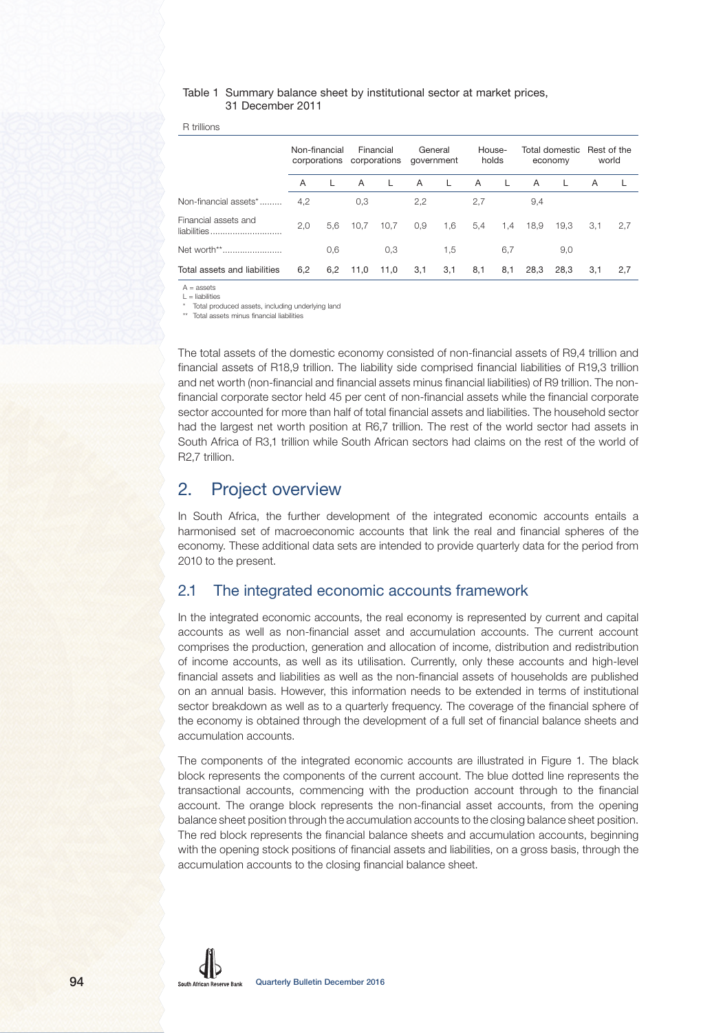Table 1 Summary balance sheet by institutional sector at market prices, 31 December 2011

R trillions

| | Non-financial corporations | | Financial corporations | | General government | | House-holds | | Total domestic economy | | Rest of the world | |
|---|---|---|---|---|---|---|---|---|---|---|---|---|
| | A | L | A | L | A | L | A | L | A | L | A | L |
| Non-financial assets* | 4,2 | | 0,3 | | 2,2 | | 2,7 | | 9,4 | | | |
| Financial assets and liabilities | 2,0 | 5,6 | 10,7 | 10,7 | 0,9 | 1,6 | 5,4 | 1,4 | 18,9 | 19,3 | 3,1 | 2,7 |
| Net worth** | | 0,6 | | 0,3 | | 1,5 | | 6,7 | | 9,0 | | |
| Total assets and liabilities | 6,2 | 6,2 | 11,0 | 11,0 | 3,1 | 3,1 | 8,1 | 8,1 | 28,3 | 28,3 | 3,1 | 2,7 |

A = assets
L = liabilities
* Total produced assets, including underlying land
** Total assets minus financial liabilities

The total assets of the domestic economy consisted of non-financial assets of R9,4 trillion and financial assets of R18,9 trillion. The liability side comprised financial liabilities of R19,3 trillion and net worth (non-financial and financial assets minus financial liabilities) of R9 trillion. The non-financial corporate sector held 45 per cent of non-financial assets while the financial corporate sector accounted for more than half of total financial assets and liabilities. The household sector had the largest net worth position at R6,7 trillion. The rest of the world sector had assets in South Africa of R3,1 trillion while South African sectors had claims on the rest of the world of R2,7 trillion.

## 2. Project overview

In South Africa, the further development of the integrated economic accounts entails a harmonised set of macroeconomic accounts that link the real and financial spheres of the economy. These additional data sets are intended to provide quarterly data for the period from 2010 to the present.

### 2.1 The integrated economic accounts framework

In the integrated economic accounts, the real economy is represented by current and capital accounts as well as non-financial asset and accumulation accounts. The current account comprises the production, generation and allocation of income, distribution and redistribution of income accounts, as well as its utilisation. Currently, only these accounts and high-level financial assets and liabilities as well as the non-financial assets of households are published on an annual basis. However, this information needs to be extended in terms of institutional sector breakdown as well as to a quarterly frequency. The coverage of the financial sphere of the economy is obtained through the development of a full set of financial balance sheets and accumulation accounts.

The components of the integrated economic accounts are illustrated in Figure 1. The black block represents the components of the current account. The blue dotted line represents the transactional accounts, commencing with the production account through to the financial account. The orange block represents the non-financial asset accounts, from the opening balance sheet position through the accumulation accounts to the closing balance sheet position. The red block represents the financial balance sheets and accumulation accounts, beginning with the opening stock positions of financial assets and liabilities, on a gross basis, through the accumulation accounts to the closing financial balance sheet.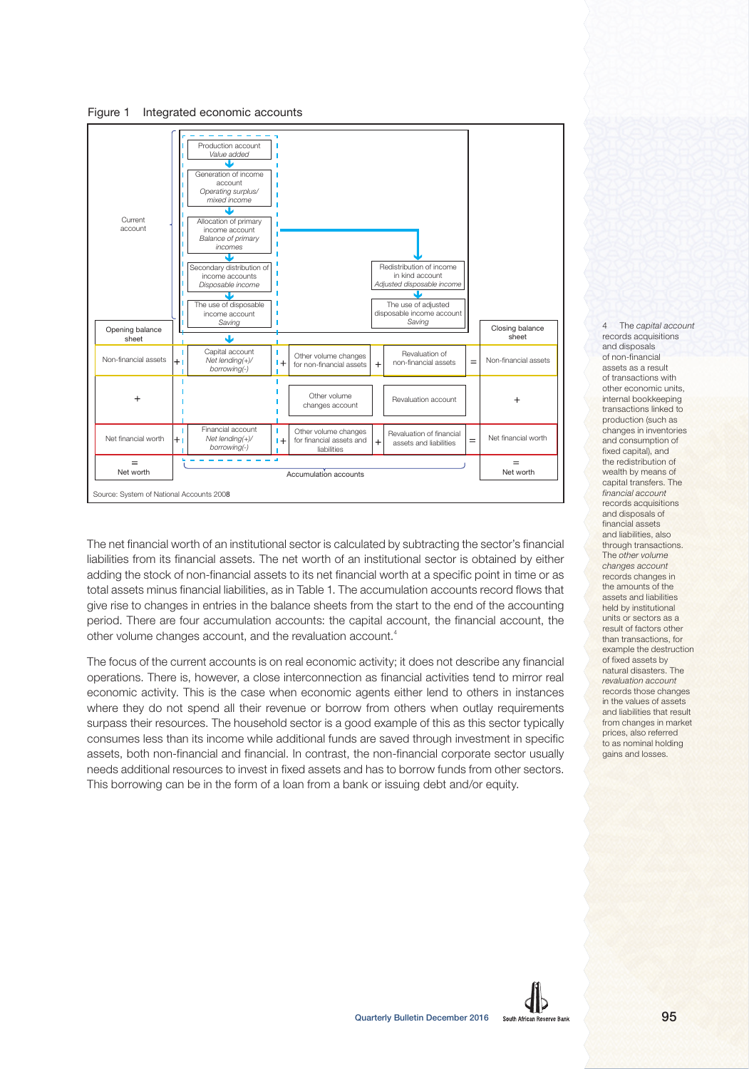Figure 1 Integrated economic accounts

| | | | | | | |
|---|---|---|---|---|---|---|
| Current account | | Production account *Value added* → Generation of income account *Operating surplus/ mixed income* → Allocation of primary income account *Balance of primary incomes* → Secondary distribution of income accounts *Disposable income* → The use of disposable income account *Saving* | | Redistribution of income in kind account *Adjusted disposable income* → The use of adjusted disposable income account *Saving* | | |
| Opening balance sheet | | | | | | Closing balance sheet |
| Non-financial assets | + | Capital account *Net lending(+)/ borrowing(-)* | + Other volume changes for non-financial assets | + Revaluation of non-financial assets | = | Non-financial assets |
| + | | | Other volume changes account | Revaluation account | | + |
| Net financial worth | + | Financial account *Net lending(+)/ borrowing(-)* | + Other volume changes for financial assets and liabilities | + Revaluation of financial assets and liabilities | = | Net financial worth |
| = Net worth | | Accumulation accounts | | | | = Net worth |

Source: System of National Accounts 2008

The net financial worth of an institutional sector is calculated by subtracting the sector's financial liabilities from its financial assets. The net worth of an institutional sector is obtained by either adding the stock of non-financial assets to its net financial worth at a specific point in time or as total assets minus financial liabilities, as in Table 1. The accumulation accounts record flows that give rise to changes in entries in the balance sheets from the start to the end of the accounting period. There are four accumulation accounts: the capital account, the financial account, the other volume changes account, and the revaluation account.[4]

The focus of the current accounts is on real economic activity; it does not describe any financial operations. There is, however, a close interconnection as financial activities tend to mirror real economic activity. This is the case when economic agents either lend to others in instances where they do not spend all their revenue or borrow from others when outlay requirements surpass their resources. The household sector is a good example of this as this sector typically consumes less than its income while additional funds are saved through investment in specific assets, both non-financial and financial. In contrast, the non-financial corporate sector usually needs additional resources to invest in fixed assets and has to borrow funds from other sectors. This borrowing can be in the form of a loan from a bank or issuing debt and/or equity.

4 The *capital account* records acquisitions and disposals of non-financial assets as a result of transactions with other economic units, internal bookkeeping transactions linked to production (such as changes in inventories and consumption of fixed capital), and the redistribution of wealth by means of capital transfers. The *financial account* records acquisitions and disposals of financial assets and liabilities, also through transactions. The *other volume changes account* records changes in the amounts of the assets and liabilities held by institutional units or sectors as a result of factors other than transactions, for example the destruction of fixed assets by natural disasters. The *revaluation account* records those changes in the values of assets and liabilities that result from changes in market prices, also referred to as nominal holding gains and losses.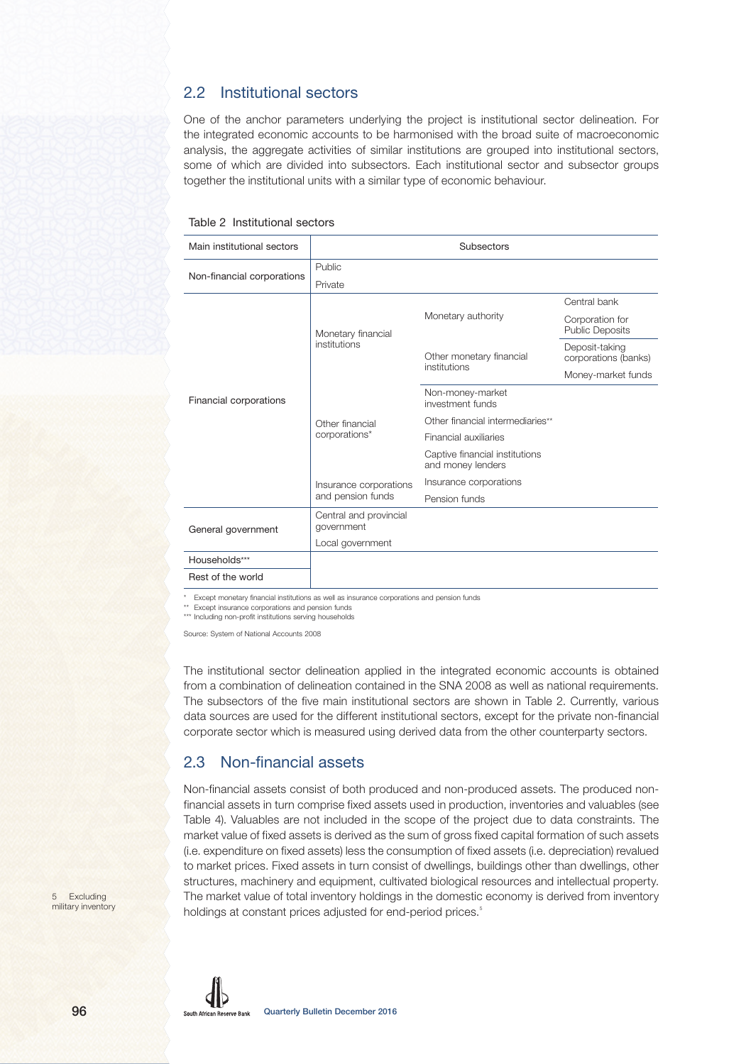## 2.2 Institutional sectors

One of the anchor parameters underlying the project is institutional sector delineation. For the integrated economic accounts to be harmonised with the broad suite of macroeconomic analysis, the aggregate activities of similar institutions are grouped into institutional sectors, some of which are divided into subsectors. Each institutional sector and subsector groups together the institutional units with a similar type of economic behaviour.

Table 2 Institutional sectors

| Main institutional sectors | Subsectors | | |
|---|---|---|---|
| Non-financial corporations | Public | | |
| | Private | | |
| Financial corporations | Monetary financial institutions | Monetary authority | Central bank |
| | | | Corporation for Public Deposits |
| | | Other monetary financial institutions | Deposit-taking corporations (banks) |
| | | | Money-market funds |
| | Other financial corporations* | Non-money-market investment funds | |
| | | Other financial intermediaries** | |
| | | Financial auxiliaries | |
| | | Captive financial institutions and money lenders | |
| | Insurance corporations and pension funds | Insurance corporations | |
| | | Pension funds | |
| General government | Central and provincial government | | |
| | Local government | | |
| Households*** | | | |
| Rest of the world | | | |

\* Except monetary financial institutions as well as insurance corporations and pension funds
\** Except insurance corporations and pension funds
\*** Including non-profit institutions serving households

Source: System of National Accounts 2008

The institutional sector delineation applied in the integrated economic accounts is obtained from a combination of delineation contained in the SNA 2008 as well as national requirements. The subsectors of the five main institutional sectors are shown in Table 2. Currently, various data sources are used for the different institutional sectors, except for the private non-financial corporate sector which is measured using derived data from the other counterparty sectors.

## 2.3 Non-financial assets

Non-financial assets consist of both produced and non-produced assets. The produced non-financial assets in turn comprise fixed assets used in production, inventories and valuables (see Table 4). Valuables are not included in the scope of the project due to data constraints. The market value of fixed assets is derived as the sum of gross fixed capital formation of such assets (i.e. expenditure on fixed assets) less the consumption of fixed assets (i.e. depreciation) revalued to market prices. Fixed assets in turn consist of dwellings, buildings other than dwellings, other structures, machinery and equipment, cultivated biological resources and intellectual property. The market value of total inventory holdings in the domestic economy is derived from inventory holdings at constant prices adjusted for end-period prices.[5]

5 Excluding military inventory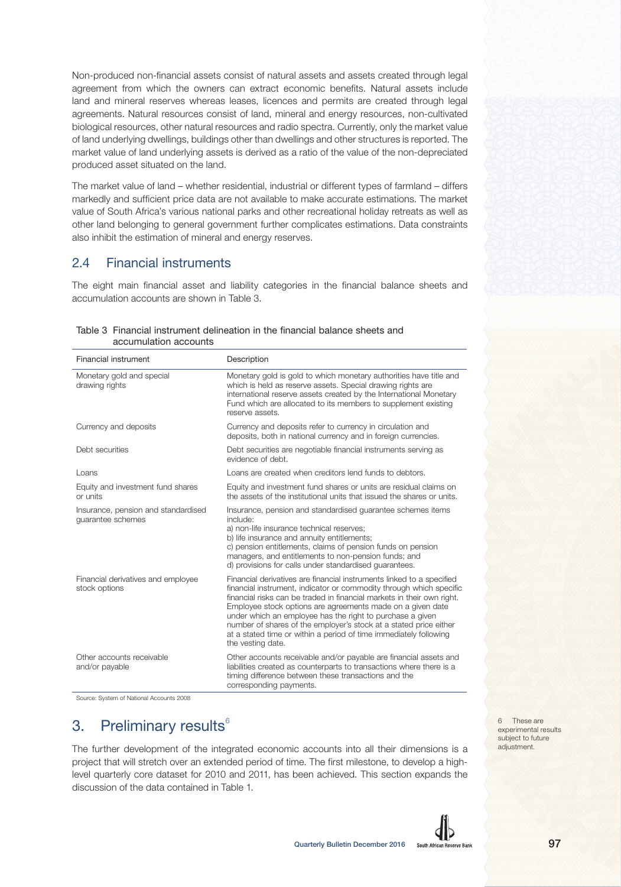Non-produced non-financial assets consist of natural assets and assets created through legal agreement from which the owners can extract economic benefits. Natural assets include land and mineral reserves whereas leases, licences and permits are created through legal agreements. Natural resources consist of land, mineral and energy resources, non-cultivated biological resources, other natural resources and radio spectra. Currently, only the market value of land underlying dwellings, buildings other than dwellings and other structures is reported. The market value of land underlying assets is derived as a ratio of the value of the non-depreciated produced asset situated on the land.

The market value of land – whether residential, industrial or different types of farmland – differs markedly and sufficient price data are not available to make accurate estimations. The market value of South Africa's various national parks and other recreational holiday retreats as well as other land belonging to general government further complicates estimations. Data constraints also inhibit the estimation of mineral and energy reserves.

## 2.4 Financial instruments

The eight main financial asset and liability categories in the financial balance sheets and accumulation accounts are shown in Table 3.

Table 3 Financial instrument delineation in the financial balance sheets and accumulation accounts

| Financial instrument | Description |
|---|---|
| Monetary gold and special drawing rights | Monetary gold is gold to which monetary authorities have title and which is held as reserve assets. Special drawing rights are international reserve assets created by the International Monetary Fund which are allocated to its members to supplement existing reserve assets. |
| Currency and deposits | Currency and deposits refer to currency in circulation and deposits, both in national currency and in foreign currencies. |
| Debt securities | Debt securities are negotiable financial instruments serving as evidence of debt. |
| Loans | Loans are created when creditors lend funds to debtors. |
| Equity and investment fund shares or units | Equity and investment fund shares or units are residual claims on the assets of the institutional units that issued the shares or units. |
| Insurance, pension and standardised guarantee schemes | Insurance, pension and standardised guarantee schemes items include:<br>a) non-life insurance technical reserves;<br>b) life insurance and annuity entitlements;<br>c) pension entitlements, claims of pension funds on pension managers, and entitlements to non-pension funds; and<br>d) provisions for calls under standardised guarantees. |
| Financial derivatives and employee stock options | Financial derivatives are financial instruments linked to a specified financial instrument, indicator or commodity through which specific financial risks can be traded in financial markets in their own right. Employee stock options are agreements made on a given date under which an employee has the right to purchase a given number of shares of the employer's stock at a stated price either at a stated time or within a period of time immediately following the vesting date. |
| Other accounts receivable and/or payable | Other accounts receivable and/or payable are financial assets and liabilities created as counterparts to transactions where there is a timing difference between these transactions and the corresponding payments. |

Source: System of National Accounts 2008

# 3. Preliminary results[6]

The further development of the integrated economic accounts into all their dimensions is a project that will stretch over an extended period of time. The first milestone, to develop a high-level quarterly core dataset for 2010 and 2011, has been achieved. This section expands the discussion of the data contained in Table 1.

6 These are experimental results subject to future adjustment.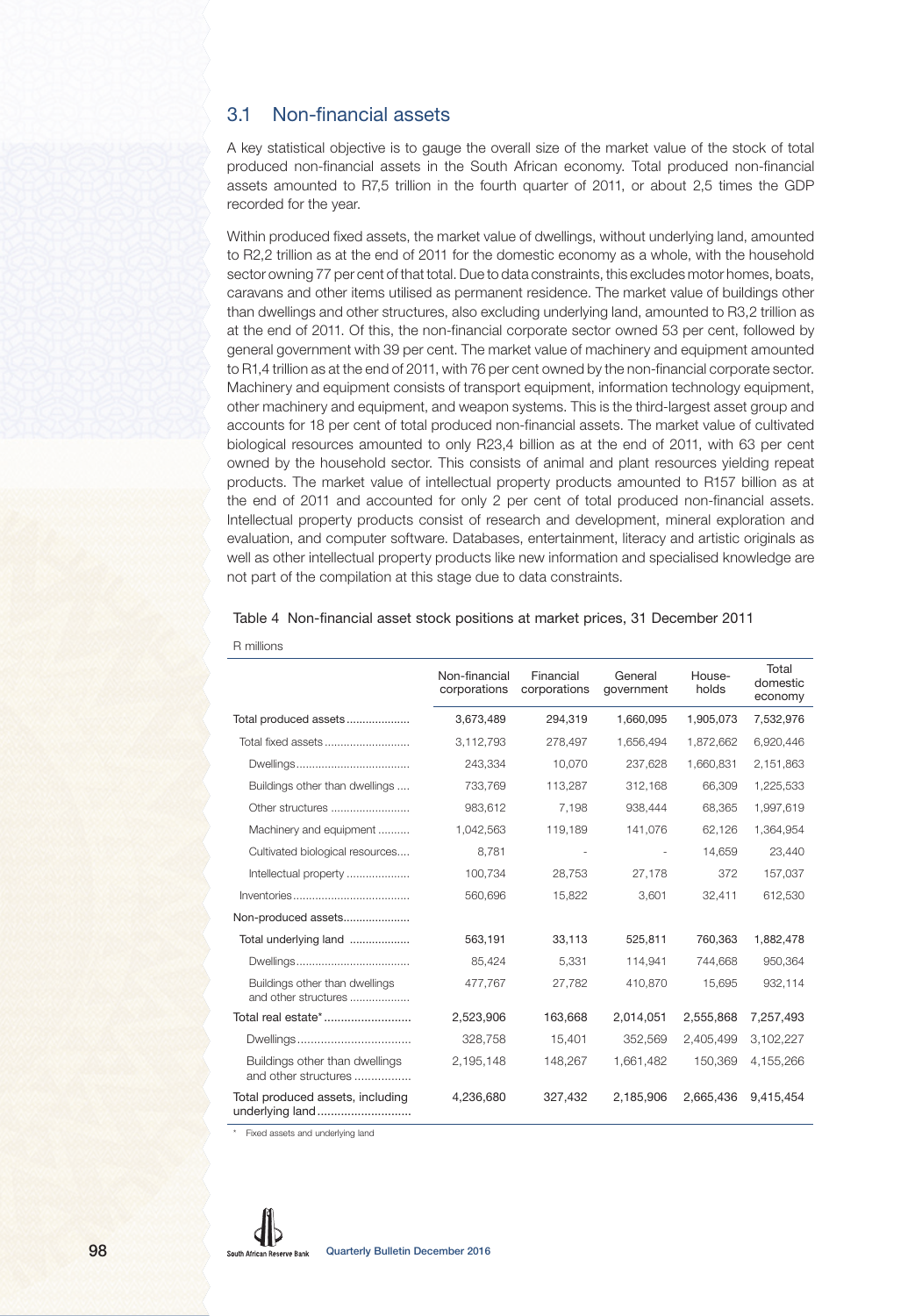## 3.1 Non-financial assets

A key statistical objective is to gauge the overall size of the market value of the stock of total produced non-financial assets in the South African economy. Total produced non-financial assets amounted to R7,5 trillion in the fourth quarter of 2011, or about 2,5 times the GDP recorded for the year.

Within produced fixed assets, the market value of dwellings, without underlying land, amounted to R2,2 trillion as at the end of 2011 for the domestic economy as a whole, with the household sector owning 77 per cent of that total. Due to data constraints, this excludes motor homes, boats, caravans and other items utilised as permanent residence. The market value of buildings other than dwellings and other structures, also excluding underlying land, amounted to R3,2 trillion as at the end of 2011. Of this, the non-financial corporate sector owned 53 per cent, followed by general government with 39 per cent. The market value of machinery and equipment amounted to R1,4 trillion as at the end of 2011, with 76 per cent owned by the non-financial corporate sector. Machinery and equipment consists of transport equipment, information technology equipment, other machinery and equipment, and weapon systems. This is the third-largest asset group and accounts for 18 per cent of total produced non-financial assets. The market value of cultivated biological resources amounted to only R23,4 billion as at the end of 2011, with 63 per cent owned by the household sector. This consists of animal and plant resources yielding repeat products. The market value of intellectual property products amounted to R157 billion as at the end of 2011 and accounted for only 2 per cent of total produced non-financial assets. Intellectual property products consist of research and development, mineral exploration and evaluation, and computer software. Databases, entertainment, literacy and artistic originals as well as other intellectual property products like new information and specialised knowledge are not part of the compilation at this stage due to data constraints.

Table 4 Non-financial asset stock positions at market prices, 31 December 2011

R millions

| | Non-financial corporations | Financial corporations | General government | House-holds | Total domestic economy |
|---|---|---|---|---|---|
| Total produced assets | 3,673,489 | 294,319 | 1,660,095 | 1,905,073 | 7,532,976 |
| Total fixed assets | 3,112,793 | 278,497 | 1,656,494 | 1,872,662 | 6,920,446 |
| Dwellings | 243,334 | 10,070 | 237,628 | 1,660,831 | 2,151,863 |
| Buildings other than dwellings | 733,769 | 113,287 | 312,168 | 66,309 | 1,225,533 |
| Other structures | 983,612 | 7,198 | 938,444 | 68,365 | 1,997,619 |
| Machinery and equipment | 1,042,563 | 119,189 | 141,076 | 62,126 | 1,364,954 |
| Cultivated biological resources | 8,781 | - | - | 14,659 | 23,440 |
| Intellectual property | 100,734 | 28,753 | 27,178 | 372 | 157,037 |
| Inventories | 560,696 | 15,822 | 3,601 | 32,411 | 612,530 |
| Non-produced assets | | | | | |
| Total underlying land | 563,191 | 33,113 | 525,811 | 760,363 | 1,882,478 |
| Dwellings | 85,424 | 5,331 | 114,941 | 744,668 | 950,364 |
| Buildings other than dwellings and other structures | 477,767 | 27,782 | 410,870 | 15,695 | 932,114 |
| Total real estate* | 2,523,906 | 163,668 | 2,014,051 | 2,555,868 | 7,257,493 |
| Dwellings | 328,758 | 15,401 | 352,569 | 2,405,499 | 3,102,227 |
| Buildings other than dwellings and other structures | 2,195,148 | 148,267 | 1,661,482 | 150,369 | 4,155,266 |
| Total produced assets, including underlying land | 4,236,680 | 327,432 | 2,185,906 | 2,665,436 | 9,415,454 |

\* Fixed assets and underlying land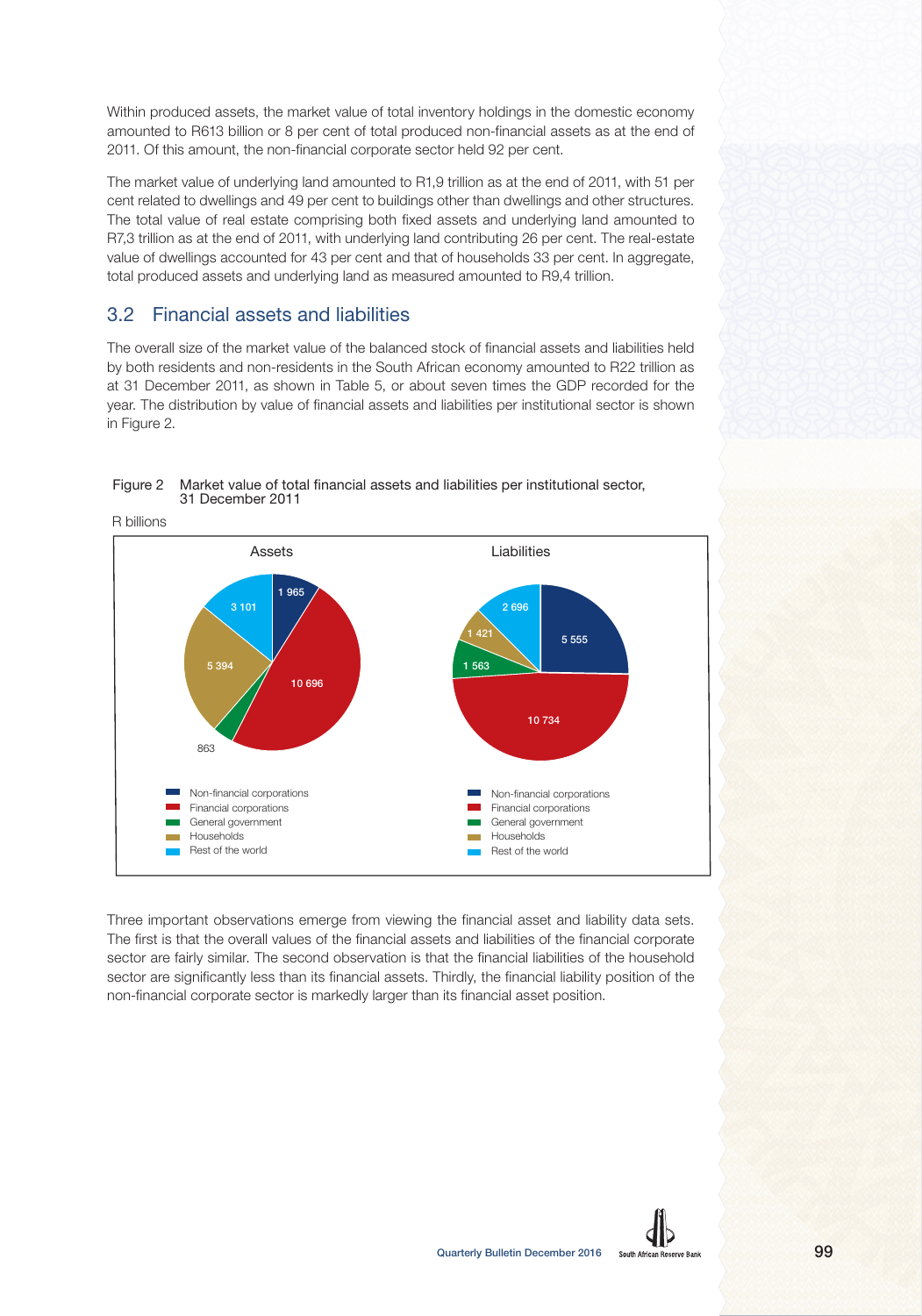Within produced assets, the market value of total inventory holdings in the domestic economy amounted to R613 billion or 8 per cent of total produced non-financial assets as at the end of 2011. Of this amount, the non-financial corporate sector held 92 per cent.

The market value of underlying land amounted to R1,9 trillion as at the end of 2011, with 51 per cent related to dwellings and 49 per cent to buildings other than dwellings and other structures. The total value of real estate comprising both fixed assets and underlying land amounted to R7,3 trillion as at the end of 2011, with underlying land contributing 26 per cent. The real-estate value of dwellings accounted for 43 per cent and that of households 33 per cent. In aggregate, total produced assets and underlying land as measured amounted to R9,4 trillion.

## 3.2 Financial assets and liabilities

The overall size of the market value of the balanced stock of financial assets and liabilities held by both residents and non-residents in the South African economy amounted to R22 trillion as at 31 December 2011, as shown in Table 5, or about seven times the GDP recorded for the year. The distribution by value of financial assets and liabilities per institutional sector is shown in Figure 2.

Figure 2 Market value of total financial assets and liabilities per institutional sector, 31 December 2011

R billions

| Sector | Assets | Liabilities |
|---|---|---|
| Non-financial corporations | 1 965 | 5 555 |
| Financial corporations | 10 696 | 10 734 |
| General government | 863 | 1 563 |
| Households | 5 394 | 1 421 |
| Rest of the world | 3 101 | 2 696 |

Three important observations emerge from viewing the financial asset and liability data sets. The first is that the overall values of the financial assets and liabilities of the financial corporate sector are fairly similar. The second observation is that the financial liabilities of the household sector are significantly less than its financial assets. Thirdly, the financial liability position of the non-financial corporate sector is markedly larger than its financial asset position.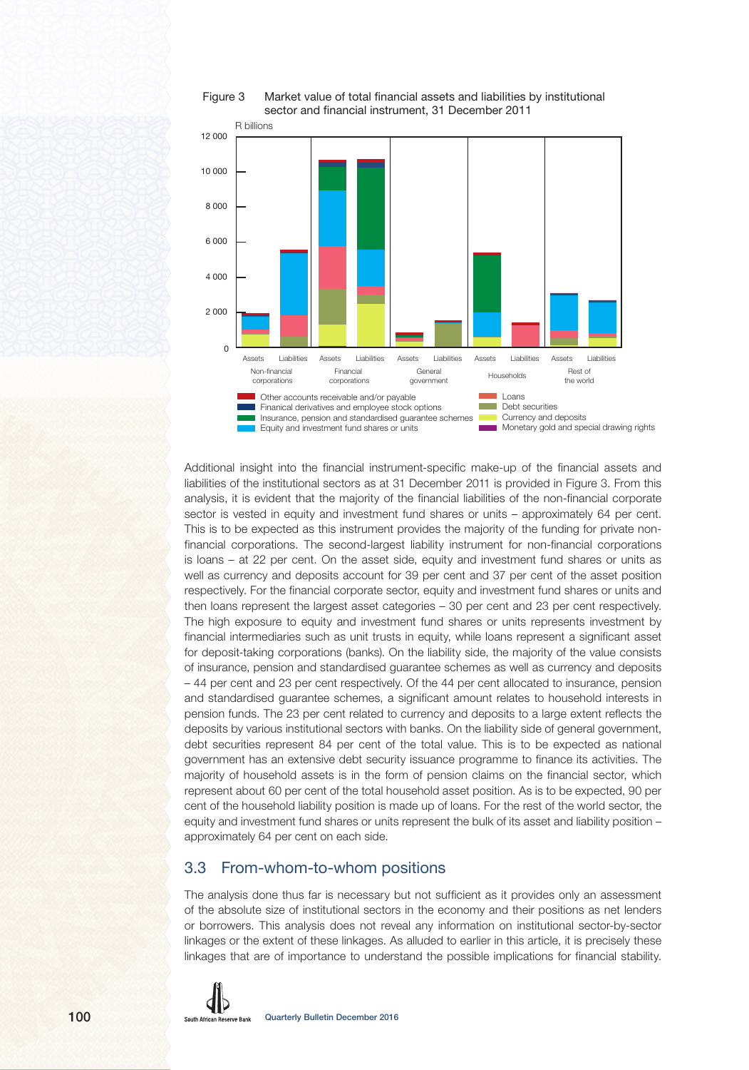Figure 3 Market value of total financial assets and liabilities by institutional sector and financial instrument, 31 December 2011

Additional insight into the financial instrument-specific make-up of the financial assets and liabilities of the institutional sectors as at 31 December 2011 is provided in Figure 3. From this analysis, it is evident that the majority of the financial liabilities of the non-financial corporate sector is vested in equity and investment fund shares or units – approximately 64 per cent. This is to be expected as this instrument provides the majority of the funding for private non-financial corporations. The second-largest liability instrument for non-financial corporations is loans – at 22 per cent. On the asset side, equity and investment fund shares or units as well as currency and deposits account for 39 per cent and 37 per cent of the asset position respectively. For the financial corporate sector, equity and investment fund shares or units and then loans represent the largest asset categories – 30 per cent and 23 per cent respectively. The high exposure to equity and investment fund shares or units represents investment by financial intermediaries such as unit trusts in equity, while loans represent a significant asset for deposit-taking corporations (banks). On the liability side, the majority of the value consists of insurance, pension and standardised guarantee schemes as well as currency and deposits – 44 per cent and 23 per cent respectively. Of the 44 per cent allocated to insurance, pension and standardised guarantee schemes, a significant amount relates to household interests in pension funds. The 23 per cent related to currency and deposits to a large extent reflects the deposits by various institutional sectors with banks. On the liability side of general government, debt securities represent 84 per cent of the total value. This is to be expected as national government has an extensive debt security issuance programme to finance its activities. The majority of household assets is in the form of pension claims on the financial sector, which represent about 60 per cent of the total household asset position. As is to be expected, 90 per cent of the household liability position is made up of loans. For the rest of the world sector, the equity and investment fund shares or units represent the bulk of its asset and liability position – approximately 64 per cent on each side.

## 3.3 From-whom-to-whom positions

The analysis done thus far is necessary but not sufficient as it provides only an assessment of the absolute size of institutional sectors in the economy and their positions as net lenders or borrowers. This analysis does not reveal any information on institutional sector-by-sector linkages or the extent of these linkages. As alluded to earlier in this article, it is precisely these linkages that are of importance to understand the possible implications for financial stability.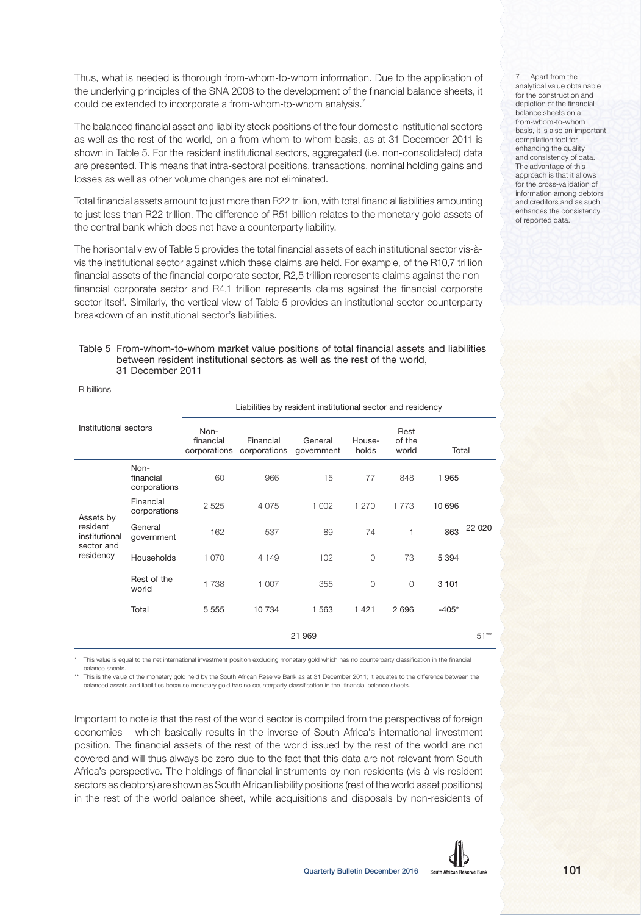Thus, what is needed is thorough from-whom-to-whom information. Due to the application of the underlying principles of the SNA 2008 to the development of the financial balance sheets, it could be extended to incorporate a from-whom-to-whom analysis.[7]

The balanced financial asset and liability stock positions of the four domestic institutional sectors as well as the rest of the world, on a from-whom-to-whom basis, as at 31 December 2011 is shown in Table 5. For the resident institutional sectors, aggregated (i.e. non-consolidated) data are presented. This means that intra-sectoral positions, transactions, nominal holding gains and losses as well as other volume changes are not eliminated.

Total financial assets amount to just more than R22 trillion, with total financial liabilities amounting to just less than R22 trillion. The difference of R51 billion relates to the monetary gold assets of the central bank which does not have a counterparty liability.

The horisontal view of Table 5 provides the total financial assets of each institutional sector vis-à-vis the institutional sector against which these claims are held. For example, of the R10,7 trillion financial assets of the financial corporate sector, R2,5 trillion represents claims against the non-financial corporate sector and R4,1 trillion represents claims against the financial corporate sector itself. Similarly, the vertical view of Table 5 provides an institutional sector counterparty breakdown of an institutional sector's liabilities.

7 Apart from the analytical value obtainable for the construction and depiction of the financial balance sheets on a from-whom-to-whom basis, it is also an important compilation tool for enhancing the quality and consistency of data. The advantage of this approach is that it allows for the cross-validation of information among debtors and creditors and as such enhances the consistency of reported data.

Table 5 From-whom-to-whom market value positions of total financial assets and liabilities between resident institutional sectors as well as the rest of the world, 31 December 2011

R billions

| Institutional sectors | | Liabilities by resident institutional sector and residency | | | | | | |
|---|---|---|---|---|---|---|---|---|
| | | Non-financial corporations | Financial corporations | General government | House-holds | Rest of the world | Total | |
| Assets by resident institutional sector and residency | Non-financial corporations | 60 | 966 | 15 | 77 | 848 | 1 965 | |
| | Financial corporations | 2 525 | 4 075 | 1 002 | 1 270 | 1 773 | 10 696 | |
| | General government | 162 | 537 | 89 | 74 | 1 | 863 | 22 020 |
| | Households | 1 070 | 4 149 | 102 | 0 | 73 | 5 394 | |
| | Rest of the world | 1 738 | 1 007 | 355 | 0 | 0 | 3 101 | |
| | Total | 5 555 | 10 734 | 1 563 | 1 421 | 2 696 | -405* | |
| | | | | 21 969 | | | | 51** |

\* This value is equal to the net international investment position excluding monetary gold which has no counterparty classification in the financial balance sheets.

\*\* This is the value of the monetary gold held by the South African Reserve Bank as at 31 December 2011; it equates to the difference between the balanced assets and liabilities because monetary gold has no counterparty classification in the financial balance sheets.

Important to note is that the rest of the world sector is compiled from the perspectives of foreign economies – which basically results in the inverse of South Africa's international investment position. The financial assets of the rest of the world issued by the rest of the world are not covered and will thus always be zero due to the fact that this data are not relevant from South Africa's perspective. The holdings of financial instruments by non-residents (vis-à-vis resident sectors as debtors) are shown as South African liability positions (rest of the world asset positions) in the rest of the world balance sheet, while acquisitions and disposals by non-residents of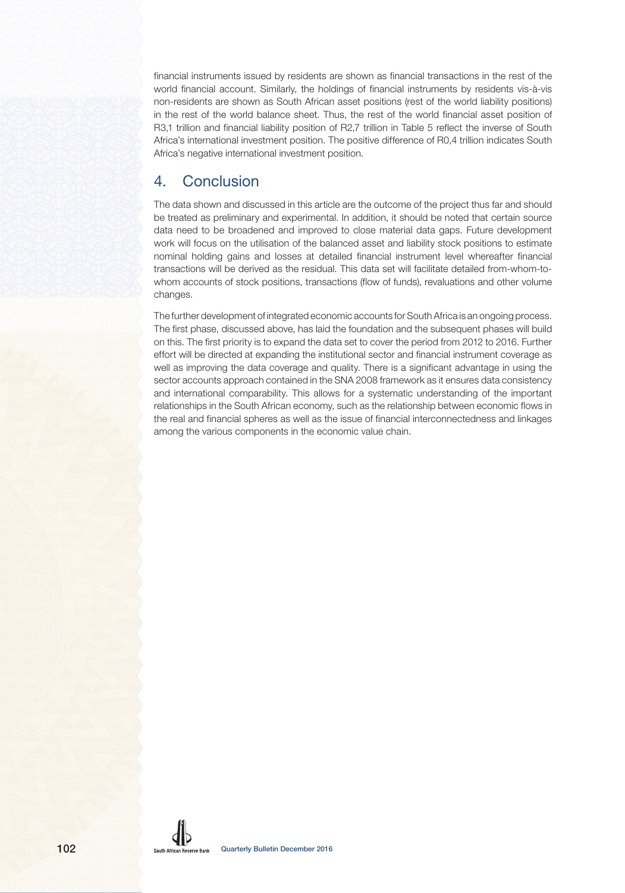financial instruments issued by residents are shown as financial transactions in the rest of the world financial account. Similarly, the holdings of financial instruments by residents vis-à-vis non-residents are shown as South African asset positions (rest of the world liability positions) in the rest of the world balance sheet. Thus, the rest of the world financial asset position of R3,1 trillion and financial liability position of R2,7 trillion in Table 5 reflect the inverse of South Africa's international investment position. The positive difference of R0,4 trillion indicates South Africa's negative international investment position.

## 4. Conclusion

The data shown and discussed in this article are the outcome of the project thus far and should be treated as preliminary and experimental. In addition, it should be noted that certain source data need to be broadened and improved to close material data gaps. Future development work will focus on the utilisation of the balanced asset and liability stock positions to estimate nominal holding gains and losses at detailed financial instrument level whereafter financial transactions will be derived as the residual. This data set will facilitate detailed from-whom-to-whom accounts of stock positions, transactions (flow of funds), revaluations and other volume changes.

The further development of integrated economic accounts for South Africa is an ongoing process. The first phase, discussed above, has laid the foundation and the subsequent phases will build on this. The first priority is to expand the data set to cover the period from 2012 to 2016. Further effort will be directed at expanding the institutional sector and financial instrument coverage as well as improving the data coverage and quality. There is a significant advantage in using the sector accounts approach contained in the SNA 2008 framework as it ensures data consistency and international comparability. This allows for a systematic understanding of the important relationships in the South African economy, such as the relationship between economic flows in the real and financial spheres as well as the issue of financial interconnectedness and linkages among the various components in the economic value chain.